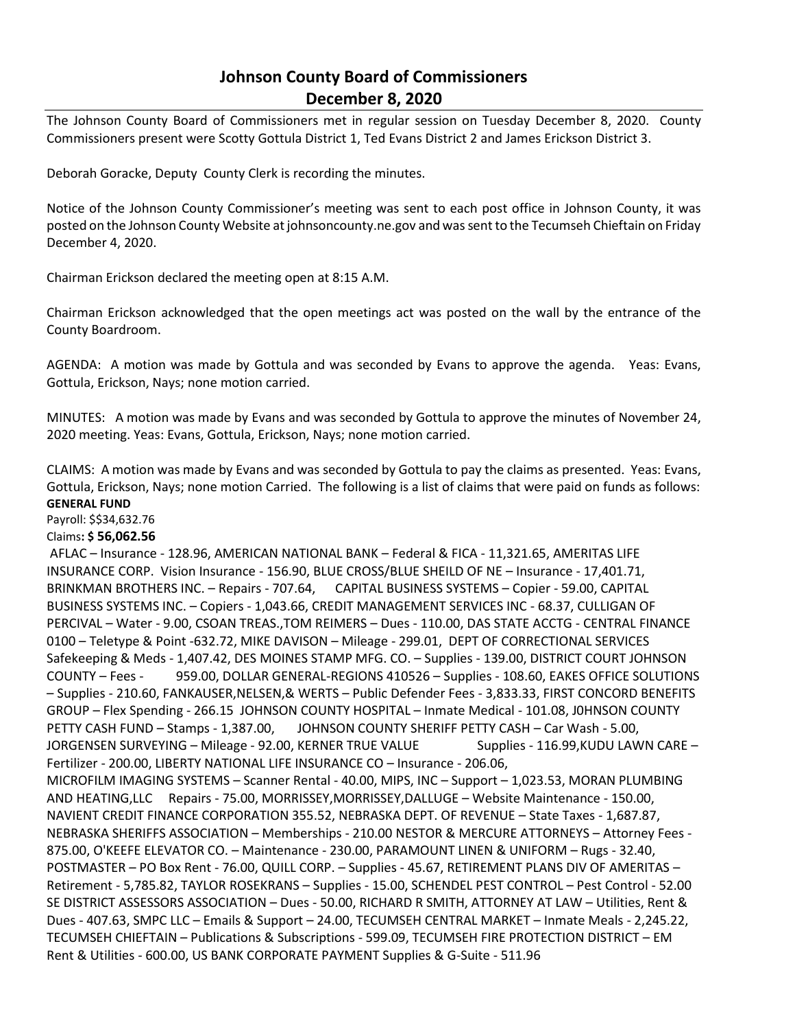# Johnson County Board of Commissioners
## December 8, 2020

The Johnson County Board of Commissioners met in regular session on Tuesday December 8, 2020. County Commissioners present were Scotty Gottula District 1, Ted Evans District 2 and James Erickson District 3.

Deborah Goracke, Deputy County Clerk is recording the minutes.

Notice of the Johnson County Commissioner's meeting was sent to each post office in Johnson County, it was posted on the Johnson County Website at johnsoncounty.ne.gov and was sent to the Tecumseh Chieftain on Friday December 4, 2020.

Chairman Erickson declared the meeting open at 8:15 A.M.

Chairman Erickson acknowledged that the open meetings act was posted on the wall by the entrance of the County Boardroom.

AGENDA: A motion was made by Gottula and was seconded by Evans to approve the agenda. Yeas: Evans, Gottula, Erickson, Nays; none motion carried.

MINUTES: A motion was made by Evans and was seconded by Gottula to approve the minutes of November 24, 2020 meeting. Yeas: Evans, Gottula, Erickson, Nays; none motion carried.

CLAIMS: A motion was made by Evans and was seconded by Gottula to pay the claims as presented. Yeas: Evans, Gottula, Erickson, Nays; none motion Carried. The following is a list of claims that were paid on funds as follows:

**GENERAL FUND**

Payroll: $$34,632.76

Claims**: $ 56,062.56**

AFLAC – Insurance - 128.96, AMERICAN NATIONAL BANK – Federal & FICA - 11,321.65, AMERITAS LIFE INSURANCE CORP. Vision Insurance - 156.90, BLUE CROSS/BLUE SHEILD OF NE – Insurance - 17,401.71, BRINKMAN BROTHERS INC. – Repairs - 707.64, CAPITAL BUSINESS SYSTEMS – Copier - 59.00, CAPITAL BUSINESS SYSTEMS INC. – Copiers - 1,043.66, CREDIT MANAGEMENT SERVICES INC - 68.37, CULLIGAN OF PERCIVAL – Water - 9.00, CSOAN TREAS.,TOM REIMERS – Dues - 110.00, DAS STATE ACCTG - CENTRAL FINANCE 0100 – Teletype & Point -632.72, MIKE DAVISON – Mileage - 299.01, DEPT OF CORRECTIONAL SERVICES Safekeeping & Meds - 1,407.42, DES MOINES STAMP MFG. CO. – Supplies - 139.00, DISTRICT COURT JOHNSON COUNTY – Fees - 959.00, DOLLAR GENERAL-REGIONS 410526 – Supplies - 108.60, EAKES OFFICE SOLUTIONS – Supplies - 210.60, FANKAUSER,NELSEN,& WERTS – Public Defender Fees - 3,833.33, FIRST CONCORD BENEFITS GROUP – Flex Spending - 266.15 JOHNSON COUNTY HOSPITAL – Inmate Medical - 101.08, J0HNSON COUNTY PETTY CASH FUND – Stamps - 1,387.00, JOHNSON COUNTY SHERIFF PETTY CASH – Car Wash - 5.00, JORGENSEN SURVEYING – Mileage - 92.00, KERNER TRUE VALUE Supplies - 116.99,KUDU LAWN CARE – Fertilizer - 200.00, LIBERTY NATIONAL LIFE INSURANCE CO – Insurance - 206.06, MICROFILM IMAGING SYSTEMS – Scanner Rental - 40.00, MIPS, INC – Support – 1,023.53, MORAN PLUMBING AND HEATING,LLC Repairs - 75.00, MORRISSEY,MORRISSEY,DALLUGE – Website Maintenance - 150.00, NAVIENT CREDIT FINANCE CORPORATION 355.52, NEBRASKA DEPT. OF REVENUE – State Taxes - 1,687.87, NEBRASKA SHERIFFS ASSOCIATION – Memberships - 210.00 NESTOR & MERCURE ATTORNEYS – Attorney Fees - 875.00, O'KEEFE ELEVATOR CO. – Maintenance - 230.00, PARAMOUNT LINEN & UNIFORM – Rugs - 32.40, POSTMASTER – PO Box Rent - 76.00, QUILL CORP. – Supplies - 45.67, RETIREMENT PLANS DIV OF AMERITAS – Retirement - 5,785.82, TAYLOR ROSEKRANS – Supplies - 15.00, SCHENDEL PEST CONTROL – Pest Control - 52.00 SE DISTRICT ASSESSORS ASSOCIATION – Dues - 50.00, RICHARD R SMITH, ATTORNEY AT LAW – Utilities, Rent & Dues - 407.63, SMPC LLC – Emails & Support – 24.00, TECUMSEH CENTRAL MARKET – Inmate Meals - 2,245.22, TECUMSEH CHIEFTAIN – Publications & Subscriptions - 599.09, TECUMSEH FIRE PROTECTION DISTRICT – EM Rent & Utilities - 600.00, US BANK CORPORATE PAYMENT Supplies & G-Suite - 511.96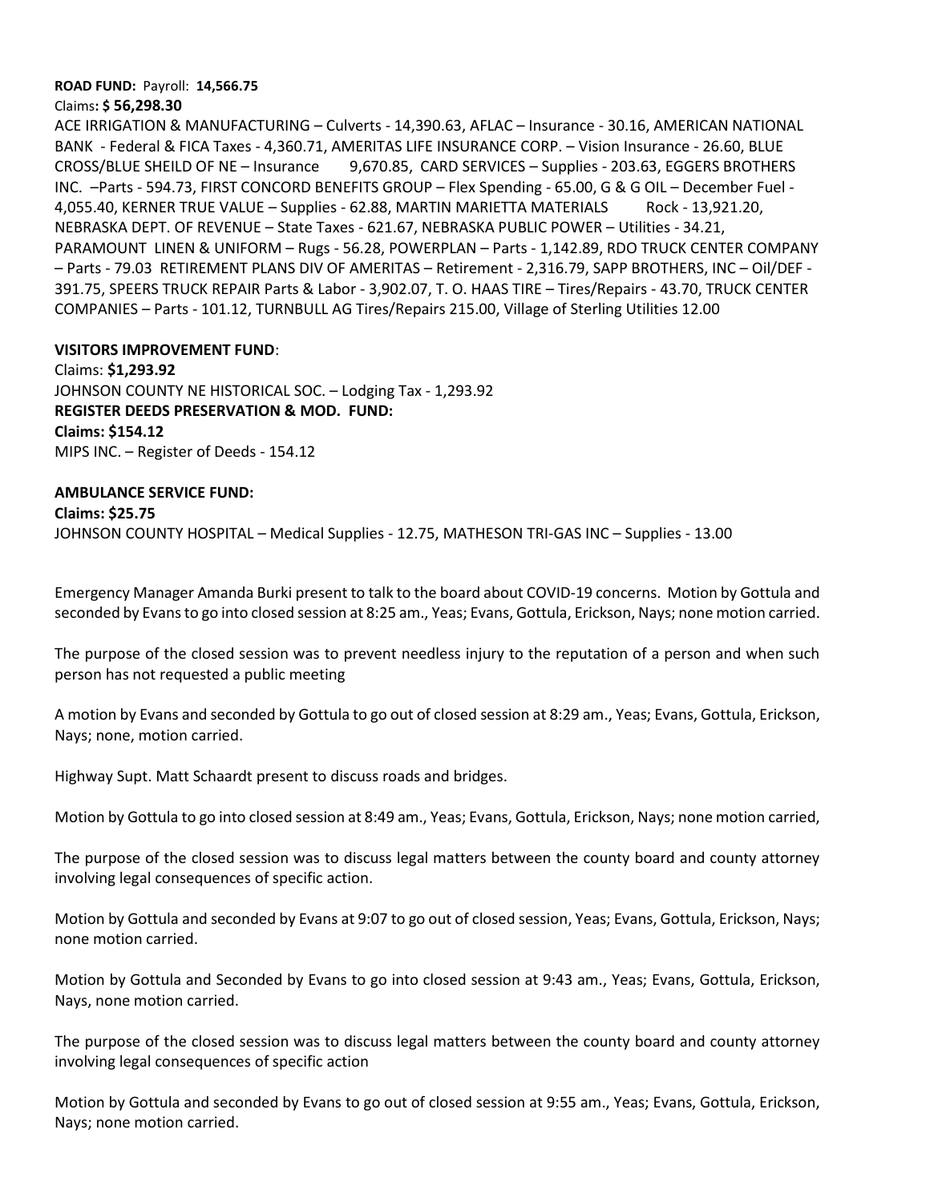**ROAD FUND:** Payroll: **14,566.75**

Claims**: $ 56,298.30**

ACE IRRIGATION & MANUFACTURING – Culverts - 14,390.63, AFLAC – Insurance - 30.16, AMERICAN NATIONAL BANK - Federal & FICA Taxes - 4,360.71, AMERITAS LIFE INSURANCE CORP. – Vision Insurance - 26.60, BLUE CROSS/BLUE SHEILD OF NE – Insurance 9,670.85, CARD SERVICES – Supplies - 203.63, EGGERS BROTHERS INC. –Parts - 594.73, FIRST CONCORD BENEFITS GROUP – Flex Spending - 65.00, G & G OIL – December Fuel - 4,055.40, KERNER TRUE VALUE – Supplies - 62.88, MARTIN MARIETTA MATERIALS Rock - 13,921.20, NEBRASKA DEPT. OF REVENUE – State Taxes - 621.67, NEBRASKA PUBLIC POWER – Utilities - 34.21, PARAMOUNT LINEN & UNIFORM – Rugs - 56.28, POWERPLAN – Parts - 1,142.89, RDO TRUCK CENTER COMPANY – Parts - 79.03 RETIREMENT PLANS DIV OF AMERITAS – Retirement - 2,316.79, SAPP BROTHERS, INC – Oil/DEF - 391.75, SPEERS TRUCK REPAIR Parts & Labor - 3,902.07, T. O. HAAS TIRE – Tires/Repairs - 43.70, TRUCK CENTER COMPANIES – Parts - 101.12, TURNBULL AG Tires/Repairs 215.00, Village of Sterling Utilities 12.00

**VISITORS IMPROVEMENT FUND**:

Claims: **$1,293.92**

JOHNSON COUNTY NE HISTORICAL SOC. – Lodging Tax - 1,293.92

**REGISTER DEEDS PRESERVATION & MOD. FUND:**

**Claims: $154.12**

MIPS INC. – Register of Deeds - 154.12

**AMBULANCE SERVICE FUND:**

**Claims: $25.75**

JOHNSON COUNTY HOSPITAL – Medical Supplies - 12.75, MATHESON TRI-GAS INC – Supplies - 13.00

Emergency Manager Amanda Burki present to talk to the board about COVID-19 concerns. Motion by Gottula and seconded by Evans to go into closed session at 8:25 am., Yeas; Evans, Gottula, Erickson, Nays; none motion carried.

The purpose of the closed session was to prevent needless injury to the reputation of a person and when such person has not requested a public meeting

A motion by Evans and seconded by Gottula to go out of closed session at 8:29 am., Yeas; Evans, Gottula, Erickson, Nays; none, motion carried.

Highway Supt. Matt Schaardt present to discuss roads and bridges.

Motion by Gottula to go into closed session at 8:49 am., Yeas; Evans, Gottula, Erickson, Nays; none motion carried,

The purpose of the closed session was to discuss legal matters between the county board and county attorney involving legal consequences of specific action.

Motion by Gottula and seconded by Evans at 9:07 to go out of closed session, Yeas; Evans, Gottula, Erickson, Nays; none motion carried.

Motion by Gottula and Seconded by Evans to go into closed session at 9:43 am., Yeas; Evans, Gottula, Erickson, Nays, none motion carried.

The purpose of the closed session was to discuss legal matters between the county board and county attorney involving legal consequences of specific action

Motion by Gottula and seconded by Evans to go out of closed session at 9:55 am., Yeas; Evans, Gottula, Erickson, Nays; none motion carried.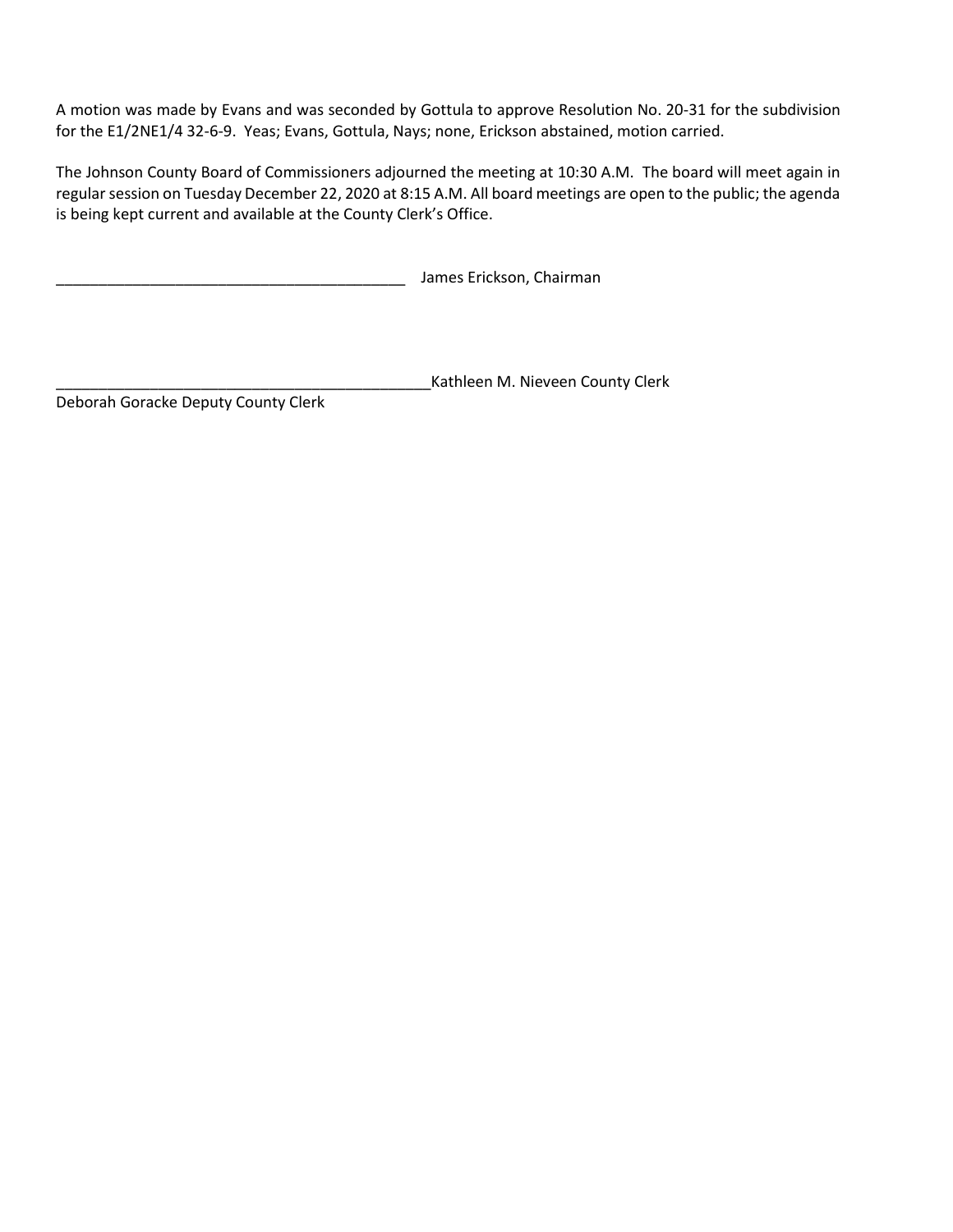A motion was made by Evans and was seconded by Gottula to approve Resolution No. 20-31 for the subdivision for the E1/2NE1/4 32-6-9. Yeas; Evans, Gottula, Nays; none, Erickson abstained, motion carried.

The Johnson County Board of Commissioners adjourned the meeting at 10:30 A.M. The board will meet again in regular session on Tuesday December 22, 2020 at 8:15 A.M. All board meetings are open to the public; the agenda is being kept current and available at the County Clerk's Office.

__________________________________________ James Erickson, Chairman

_____________________________________________Kathleen M. Nieveen County Clerk

Deborah Goracke Deputy County Clerk